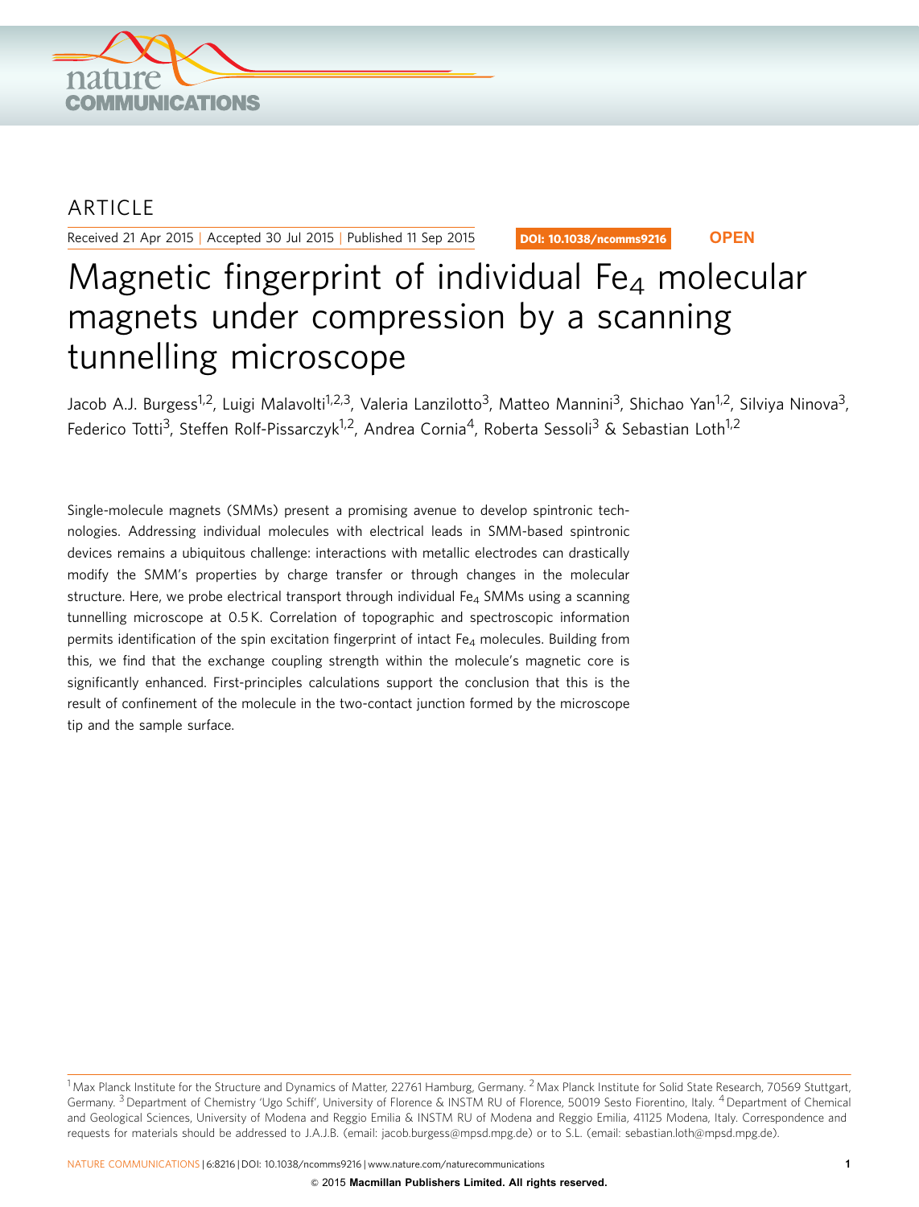ARTICLE

Received 21 Apr 2015 | Accepted 30 Jul 2015 | Published 11 Sep 2015

DOI: 10.1038/ncomms9216

OPEN

# Magnetic fingerprint of individual $Fe_4$ molecular magnets under compression by a scanning tunnelling microscope

Jacob A.J. Burgess[1,2], Luigi Malavolti[1,2,3], Valeria Lanzilotto[3], Matteo Mannini[3], Shichao Yan[1,2], Silviya Ninova[3], Federico Totti[3], Steffen Rolf-Pissarczyk[1,2], Andrea Cornia[4], Roberta Sessoli[3] & Sebastian Loth[1,2]

Single-molecule magnets (SMMs) present a promising avenue to develop spintronic technologies. Addressing individual molecules with electrical leads in SMM-based spintronic devices remains a ubiquitous challenge: interactions with metallic electrodes can drastically modify the SMM's properties by charge transfer or through changes in the molecular structure. Here, we probe electrical transport through individual $Fe_4$ SMMs using a scanning tunnelling microscope at 0.5 K. Correlation of topographic and spectroscopic information permits identification of the spin excitation fingerprint of intact $Fe_4$ molecules. Building from this, we find that the exchange coupling strength within the molecule's magnetic core is significantly enhanced. First-principles calculations support the conclusion that this is the result of confinement of the molecule in the two-contact junction formed by the microscope tip and the sample surface.

[1] Max Planck Institute for the Structure and Dynamics of Matter, 22761 Hamburg, Germany. [2] Max Planck Institute for Solid State Research, 70569 Stuttgart, Germany. [3] Department of Chemistry 'Ugo Schiff', University of Florence & INSTM RU of Florence, 50019 Sesto Fiorentino, Italy. [4] Department of Chemical and Geological Sciences, University of Modena and Reggio Emilia & INSTM RU of Modena and Reggio Emilia, 41125 Modena, Italy. Correspondence and requests for materials should be addressed to J.A.J.B. (email: jacob.burgess@mpsd.mpg.de) or to S.L. (email: sebastian.loth@mpsd.mpg.de).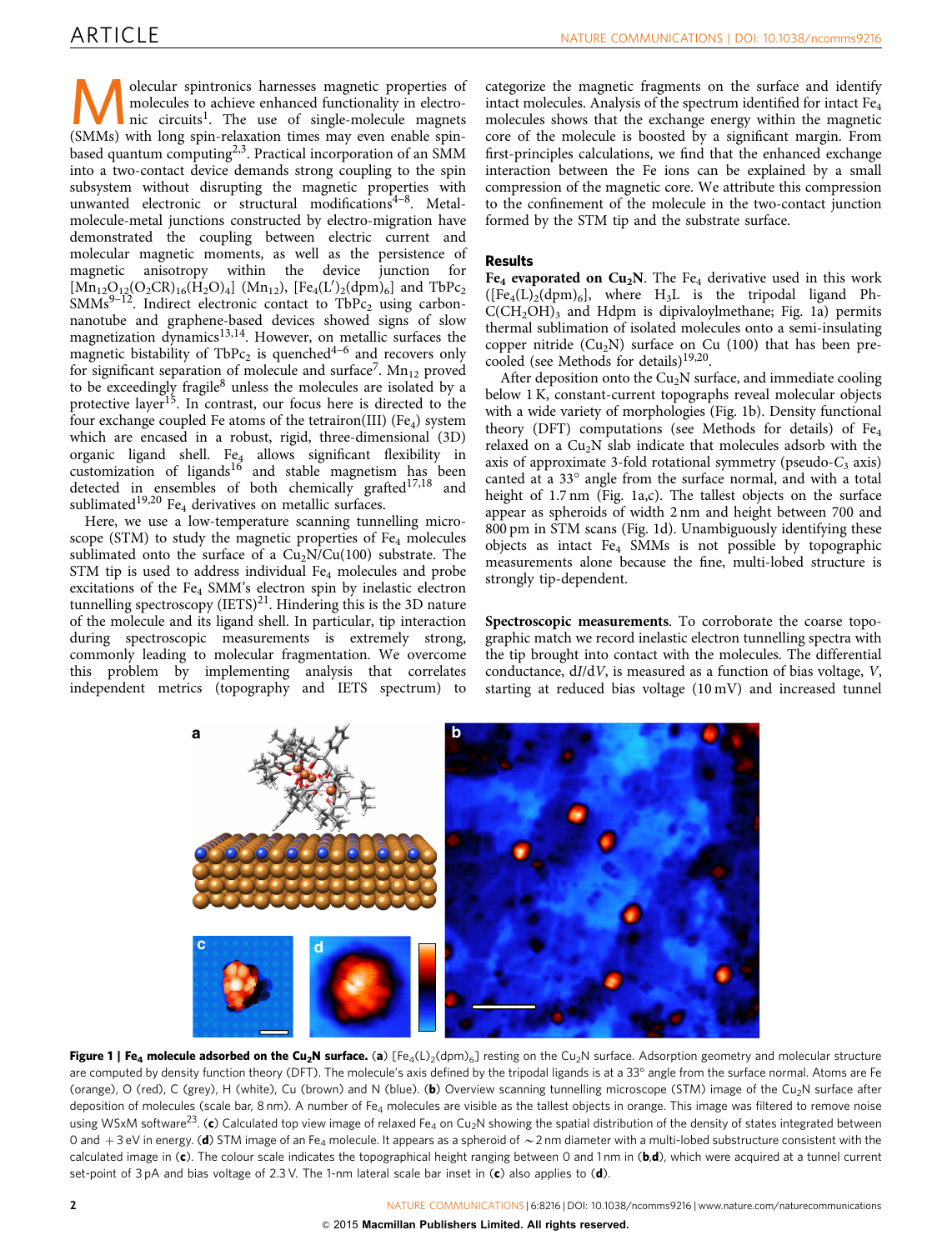Molecular spintronics harnesses magnetic properties of molecules to achieve enhanced functionality in electronic circuits[1]. The use of single-molecule magnets (SMMs) with long spin-relaxation times may even enable spin-based quantum computing[2,3]. Practical incorporation of an SMM into a two-contact device demands strong coupling to the spin subsystem without disrupting the magnetic properties with unwanted electronic or structural modifications[4–8]. Metal-molecule-metal junctions constructed by electro-migration have demonstrated the coupling between electric current and molecular magnetic moments, as well as the persistence of magnetic anisotropy within the device junction for $[Mn_{12}O_{12}(O_2CR)_{16}(H_2O)_4]$ ($Mn_{12}$), $[Fe_4(L')_2(dpm)_6]$ and $TbPc_2$ SMMs[9–12]. Indirect electronic contact to $TbPc_2$ using carbon-nanotube and graphene-based devices showed signs of slow magnetization dynamics[13,14]. However, on metallic surfaces the magnetic bistability of $TbPc_2$ is quenched[4–6] and recovers only for significant separation of molecule and surface[7]. $Mn_{12}$ proved to be exceedingly fragile[8] unless the molecules are isolated by a protective layer[15]. In contrast, our focus here is directed to the four exchange coupled Fe atoms of the tetrairon(III) ($Fe_4$) system which are encased in a robust, rigid, three-dimensional (3D) organic ligand shell. $Fe_4$ allows significant flexibility in customization of ligands[16] and stable magnetism has been detected in ensembles of both chemically grafted[17,18] and sublimated[19,20] $Fe_4$ derivatives on metallic surfaces.

Here, we use a low-temperature scanning tunnelling microscope (STM) to study the magnetic properties of $Fe_4$ molecules sublimated onto the surface of a $Cu_2N$/Cu(100) substrate. The STM tip is used to address individual $Fe_4$ molecules and probe excitations of the $Fe_4$ SMM's electron spin by inelastic electron tunnelling spectroscopy (IETS)[21]. Hindering this is the 3D nature of the molecule and its ligand shell. In particular, tip interaction during spectroscopic measurements is extremely strong, commonly leading to molecular fragmentation. We overcome this problem by implementing analysis that correlates independent metrics (topography and IETS spectrum) to categorize the magnetic fragments on the surface and identify intact molecules. Analysis of the spectrum identified for intact $Fe_4$ molecules shows that the exchange energy within the magnetic core of the molecule is boosted by a significant margin. From first-principles calculations, we find that the enhanced exchange interaction between the Fe ions can be explained by a small compression of the magnetic core. We attribute this compression to the confinement of the molecule in the two-contact junction formed by the STM tip and the substrate surface.

## Results

**$Fe_4$ evaporated on $Cu_2N$.** The $Fe_4$ derivative used in this work ($[Fe_4(L)_2(dpm)_6]$, where $H_3L$ is the tripodal ligand Ph-$C(CH_2OH)_3$ and Hdpm is dipivaloylmethane; Fig. 1a) permits thermal sublimation of isolated molecules onto a semi-insulating copper nitride ($Cu_2N$) surface on Cu (100) that has been pre-cooled (see Methods for details)[19,20].

After deposition onto the $Cu_2N$ surface, and immediate cooling below 1 K, constant-current topographs reveal molecular objects with a wide variety of morphologies (Fig. 1b). Density functional theory (DFT) computations (see Methods for details) of $Fe_4$ relaxed on a $Cu_2N$ slab indicate that molecules adsorb with the axis of approximate 3-fold rotational symmetry (pseudo-$C_3$ axis) canted at a 33° angle from the surface normal, and with a total height of 1.7 nm (Fig. 1a,c). The tallest objects on the surface appear as spheroids of width 2 nm and height between 700 and 800 pm in STM scans (Fig. 1d). Unambiguously identifying these objects as intact $Fe_4$ SMMs is not possible by topographic measurements alone because the fine, multi-lobed structure is strongly tip-dependent.

**Spectroscopic measurements.** To corroborate the coarse topographic match we record inelastic electron tunnelling spectra with the tip brought into contact with the molecules. The differential conductance, d$I$/d$V$, is measured as a function of bias voltage, $V$, starting at reduced bias voltage (10 mV) and increased tunnel

**Figure 1 | $Fe_4$ molecule adsorbed on the $Cu_2N$ surface.** (**a**) $[Fe_4(L)_2(dpm)_6]$ resting on the $Cu_2N$ surface. Adsorption geometry and molecular structure are computed by density function theory (DFT). The molecule's axis defined by the tripodal ligands is at a 33° angle from the surface normal. Atoms are Fe (orange), O (red), C (grey), H (white), Cu (brown) and N (blue). (**b**) Overview scanning tunnelling microscope (STM) image of the $Cu_2N$ surface after deposition of molecules (scale bar, 8 nm). A number of $Fe_4$ molecules are visible as the tallest objects in orange. This image was filtered to remove noise using WSxM software[23]. (**c**) Calculated top view image of relaxed $Fe_4$ on $Cu_2N$ showing the spatial distribution of the density of states integrated between 0 and +3 eV in energy. (**d**) STM image of an $Fe_4$ molecule. It appears as a spheroid of ~2 nm diameter with a multi-lobed substructure consistent with the calculated image in (**c**). The colour scale indicates the topographical height ranging between 0 and 1 nm in (**b**,**d**), which were acquired at a tunnel current set-point of 3 pA and bias voltage of 2.3 V. The 1-nm lateral scale bar inset in (**c**) also applies to (**d**).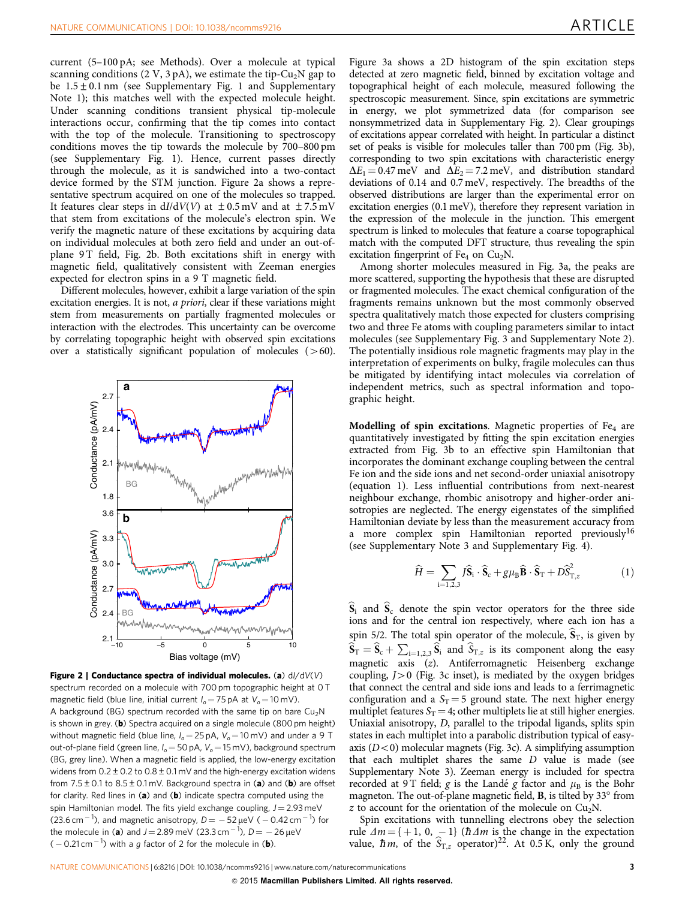current (5–100 pA; see Methods). Over a molecule at typical scanning conditions (2 V, 3 pA), we estimate the tip-$Cu_2N$ gap to be $1.5 \pm 0.1$ nm (see Supplementary Fig. 1 and Supplementary Note 1); this matches well with the expected molecule height. Under scanning conditions transient physical tip-molecule interactions occur, confirming that the tip comes into contact with the top of the molecule. Transitioning to spectroscopy conditions moves the tip towards the molecule by 700–800 pm (see Supplementary Fig. 1). Hence, current passes directly through the molecule, as it is sandwiched into a two-contact device formed by the STM junction. Figure 2a shows a representative spectrum acquired on one of the molecules so trapped. It features clear steps in d$I$/d$V$($V$) at $\pm 0.5$ mV and at $\pm 7.5$ mV that stem from excitations of the molecule's electron spin. We verify the magnetic nature of these excitations by acquiring data on individual molecules at both zero field and under an out-of-plane 9 T field, Fig. 2b. Both excitations shift in energy with magnetic field, qualitatively consistent with Zeeman energies expected for electron spins in a 9 T magnetic field.

Different molecules, however, exhibit a large variation of the spin excitation energies. It is not, *a priori*, clear if these variations might stem from measurements on partially fragmented molecules or interaction with the electrodes. This uncertainty can be overcome by correlating topographic height with observed spin excitations over a statistically significant population of molecules (>60).

a
Conductance (pA/mV)
2.7
2.4
2.1
1.8
BG

b
Conductance (pA/mV)
3.6
3.3
3.0
2.7
2.4
2.1
BG
−10 −5 0 5 10
Bias voltage (mV)

**Figure 2 | Conductance spectra of individual molecules.** (**a**) d$I$/d$V$($V$) spectrum recorded on a molecule with 700 pm topographic height at 0 T magnetic field (blue line, initial current $I_o = 75$ pA at $V_o = 10$ mV). A background (BG) spectrum recorded with the same tip on bare $Cu_2N$ is shown in grey. (**b**) Spectra acquired on a single molecule (800 pm height) without magnetic field (blue line, $I_o = 25$ pA, $V_o = 10$ mV) and under a 9 T out-of-plane field (green line, $I_o = 50$ pA, $V_o = 15$ mV), background spectrum (BG, grey line). When a magnetic field is applied, the low-energy excitation widens from $0.2 \pm 0.2$ to $0.8 \pm 0.1$ mV and the high-energy excitation widens from $7.5 \pm 0.1$ to $8.5 \pm 0.1$ mV. Background spectra in (**a**) and (**b**) are offset for clarity. Red lines in (**a**) and (**b**) indicate spectra computed using the spin Hamiltonian model. The fits yield exchange coupling, $J = 2.93$ meV (23.6 cm$^{-1}$), and magnetic anisotropy, $D = -52\,\mu$eV ($-0.42$ cm$^{-1}$) for the molecule in (**a**) and $J = 2.89$ meV (23.3 cm$^{-1}$), $D = -26\,\mu$eV ($-0.21$ cm$^{-1}$) with a $g$ factor of 2 for the molecule in (**b**).

Figure 3a shows a 2D histogram of the spin excitation steps detected at zero magnetic field, binned by excitation voltage and topographical height of each molecule, measured following the spectroscopic measurement. Since, spin excitations are symmetric in energy, we plot symmetrized data (for comparison see nonsymmetrized data in Supplementary Fig. 2). Clear groupings of excitations appear correlated with height. In particular a distinct set of peaks is visible for molecules taller than 700 pm (Fig. 3b), corresponding to two spin excitations with characteristic energy $\Delta E_1 = 0.47$ meV and $\Delta E_2 = 7.2$ meV, and distribution standard deviations of 0.14 and 0.7 meV, respectively. The breadths of the observed distributions are larger than the experimental error on excitation energies (0.1 meV), therefore they represent variation in the expression of the molecule in the junction. This emergent spectrum is linked to molecules that feature a coarse topographical match with the computed DFT structure, thus revealing the spin excitation fingerprint of $Fe_4$ on $Cu_2N$.

Among shorter molecules measured in Fig. 3a, the peaks are more scattered, supporting the hypothesis that these are disrupted or fragmented molecules. The exact chemical configuration of the fragments remains unknown but the most commonly observed spectra qualitatively match those expected for clusters comprising two and three Fe atoms with coupling parameters similar to intact molecules (see Supplementary Fig. 3 and Supplementary Note 2). The potentially insidious role magnetic fragments may play in the interpretation of experiments on bulky, fragile molecules can thus be mitigated by identifying intact molecules via correlation of independent metrics, such as spectral information and topographic height.

**Modelling of spin excitations**. Magnetic properties of $Fe_4$ are quantitatively investigated by fitting the spin excitation energies extracted from Fig. 3b to an effective spin Hamiltonian that incorporates the dominant exchange coupling between the central Fe ion and the side ions and net second-order uniaxial anisotropy (equation 1). Less influential contributions from next-nearest neighbour exchange, rhombic anisotropy and higher-order anisotropies are neglected. The energy eigenstates of the simplified Hamiltonian deviate by less than the measurement accuracy from a more complex spin Hamiltonian reported previously[16] (see Supplementary Note 3 and Supplementary Fig. 4).

$$\hat{H} = \sum_{i=1,2,3} J\hat{\mathbf{S}}_i \cdot \hat{\mathbf{S}}_c + g\mu_B \hat{\mathbf{B}} \cdot \hat{\mathbf{S}}_T + D\hat{S}_{T,z}^2 \tag{1}$$

$\hat{\mathbf{S}}_i$ and $\hat{\mathbf{S}}_c$ denote the spin vector operators for the three side ions and for the central ion respectively, where each ion has a spin 5/2. The total spin operator of the molecule, $\hat{\mathbf{S}}_T$, is given by $\hat{\mathbf{S}}_T = \hat{\mathbf{S}}_c + \sum_{i=1,2,3} \hat{\mathbf{S}}_i$ and $\hat{S}_{T,z}$ is its component along the easy magnetic axis ($z$). Antiferromagnetic Heisenberg exchange coupling, $J > 0$ (Fig. 3c inset), is mediated by the oxygen bridges that connect the central and side ions and leads to a ferrimagnetic configuration and a $S_T = 5$ ground state. The next higher energy multiplet features $S_T = 4$; other multiplets lie at still higher energies. Uniaxial anisotropy, $D$, parallel to the tripodal ligands, splits spin states in each multiplet into a parabolic distribution typical of easy-axis ($D < 0$) molecular magnets (Fig. 3c). A simplifying assumption that each multiplet shares the same $D$ value is made (see Supplementary Note 3). Zeeman energy is included for spectra recorded at 9 T field; $g$ is the Landé $g$ factor and $\mu_B$ is the Bohr magneton. The out-of-plane magnetic field, **B**, is tilted by 33° from $z$ to account for the orientation of the molecule on $Cu_2N$.

Spin excitations with tunnelling electrons obey the selection rule $\Delta m = \{+1, 0, -1\}$ ($\hbar\Delta m$ is the change in the expectation value, $\hbar m$, of the $\hat{S}_{T,z}$ operator)[22]. At 0.5 K, only the ground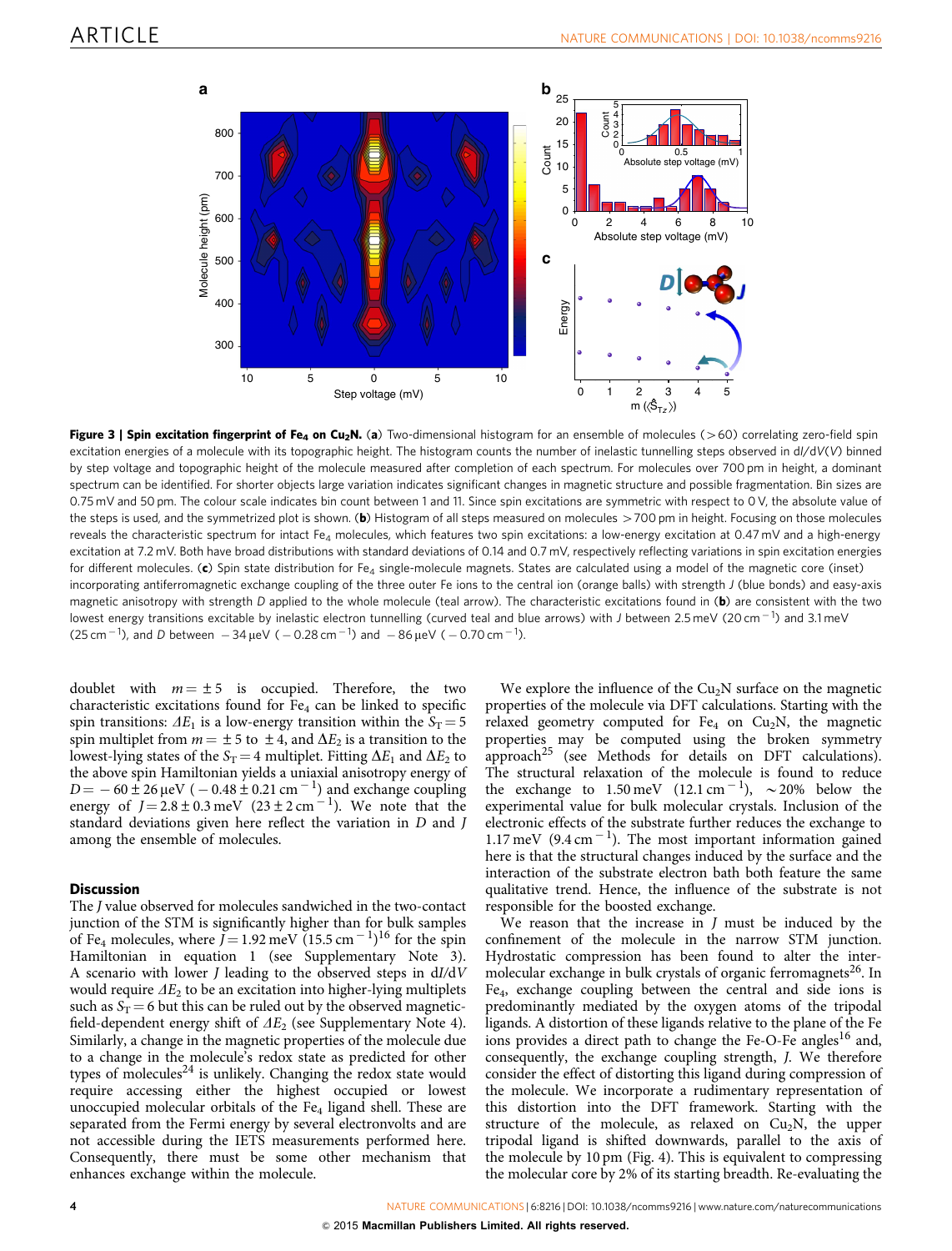a

Molecule height (pm)

800

700

600

500

400

300

10 5 0 5 10

Step voltage (mV)

b

25

20

15

Count

10

5

0

0 2 4 6 8 10

Absolute step voltage (mV)

Count

5 4 3 2 1 0

0 0.5 1

Absolute step voltage (mV)

c

Energy

D

J

0 1 2 3 4 5

m ($\langle \hat{S}_{Tz} \rangle$)

**Figure 3 | Spin excitation fingerprint of $Fe_4$ on $Cu_2N$.** (**a**) Two-dimensional histogram for an ensemble of molecules (>60) correlating zero-field spin excitation energies of a molecule with its topographic height. The histogram counts the number of inelastic tunnelling steps observed in d$I$/d$V(V)$ binned by step voltage and topographic height of the molecule measured after completion of each spectrum. For molecules over 700 pm in height, a dominant spectrum can be identified. For shorter objects large variation indicates significant changes in magnetic structure and possible fragmentation. Bin sizes are 0.75 mV and 50 pm. The colour scale indicates bin count between 1 and 11. Since spin excitations are symmetric with respect to 0 V, the absolute value of the steps is used, and the symmetrized plot is shown. (**b**) Histogram of all steps measured on molecules >700 pm in height. Focusing on those molecules reveals the characteristic spectrum for intact $Fe_4$ molecules, which features two spin excitations: a low-energy excitation at 0.47 mV and a high-energy excitation at 7.2 mV. Both have broad distributions with standard deviations of 0.14 and 0.7 mV, respectively reflecting variations in spin excitation energies for different molecules. (**c**) Spin state distribution for $Fe_4$ single-molecule magnets. States are calculated using a model of the magnetic core (inset) incorporating antiferromagnetic exchange coupling of the three outer Fe ions to the central ion (orange balls) with strength $J$ (blue bonds) and easy-axis magnetic anisotropy with strength $D$ applied to the whole molecule (teal arrow). The characteristic excitations found in (**b**) are consistent with the two lowest energy transitions excitable by inelastic electron tunnelling (curved teal and blue arrows) with $J$ between 2.5 meV (20 $cm^{-1}$) and 3.1 meV (25 $cm^{-1}$), and $D$ between −34 μeV (−0.28 $cm^{-1}$) and −86 μeV (−0.70 $cm^{-1}$).

doublet with $m = \pm 5$ is occupied. Therefore, the two characteristic excitations found for $Fe_4$ can be linked to specific spin transitions: $\Delta E_1$ is a low-energy transition within the $S_T = 5$ spin multiplet from $m = \pm 5$ to $\pm 4$, and $\Delta E_2$ is a transition to the lowest-lying states of the $S_T = 4$ multiplet. Fitting $\Delta E_1$ and $\Delta E_2$ to the above spin Hamiltonian yields a uniaxial anisotropy energy of $D = -60 \pm 26$ μeV ($-0.48 \pm 0.21$ $cm^{-1}$) and exchange coupling energy of $J = 2.8 \pm 0.3$ meV ($23 \pm 2$ $cm^{-1}$). We note that the standard deviations given here reflect the variation in $D$ and $J$ among the ensemble of molecules.

## Discussion

The $J$ value observed for molecules sandwiched in the two-contact junction of the STM is significantly higher than for bulk samples of $Fe_4$ molecules, where $J = 1.92$ meV (15.5 $cm^{-1}$)[16] for the spin Hamiltonian in equation 1 (see Supplementary Note 3). A scenario with lower $J$ leading to the observed steps in d$I$/d$V$ would require $\Delta E_2$ to be an excitation into higher-lying multiplets such as $S_T = 6$ but this can be ruled out by the observed magnetic-field-dependent energy shift of $\Delta E_2$ (see Supplementary Note 4). Similarly, a change in the magnetic properties of the molecule due to a change in the molecule's redox state as predicted for other types of molecules[24] is unlikely. Changing the redox state would require accessing either the highest occupied or lowest unoccupied molecular orbitals of the $Fe_4$ ligand shell. These are separated from the Fermi energy by several electronvolts and are not accessible during the IETS measurements performed here. Consequently, there must be some other mechanism that enhances exchange within the molecule.

We explore the influence of the $Cu_2N$ surface on the magnetic properties of the molecule via DFT calculations. Starting with the relaxed geometry computed for $Fe_4$ on $Cu_2N$, the magnetic properties may be computed using the broken symmetry approach[25] (see Methods for details on DFT calculations). The structural relaxation of the molecule is found to reduce the exchange to 1.50 meV (12.1 $cm^{-1}$), ~20% below the experimental value for bulk molecular crystals. Inclusion of the electronic effects of the substrate further reduces the exchange to 1.17 meV (9.4 $cm^{-1}$). The most important information gained here is that the structural changes induced by the surface and the interaction of the substrate electron bath both feature the same qualitative trend. Hence, the influence of the substrate is not responsible for the boosted exchange.

We reason that the increase in $J$ must be induced by the confinement of the molecule in the narrow STM junction. Hydrostatic compression has been found to alter the intermolecular exchange in bulk crystals of organic ferromagnets[26]. In $Fe_4$, exchange coupling between the central and side ions is predominantly mediated by the oxygen atoms of the tripodal ligands. A distortion of these ligands relative to the plane of the Fe ions provides a direct path to change the Fe-O-Fe angles[16] and, consequently, the exchange coupling strength, $J$. We therefore consider the effect of distorting this ligand during compression of the molecule. We incorporate a rudimentary representation of this distortion into the DFT framework. Starting with the structure of the molecule, as relaxed on $Cu_2N$, the upper tripodal ligand is shifted downwards, parallel to the axis of the molecule by 10 pm (Fig. 4). This is equivalent to compressing the molecular core by 2% of its starting breadth. Re-evaluating the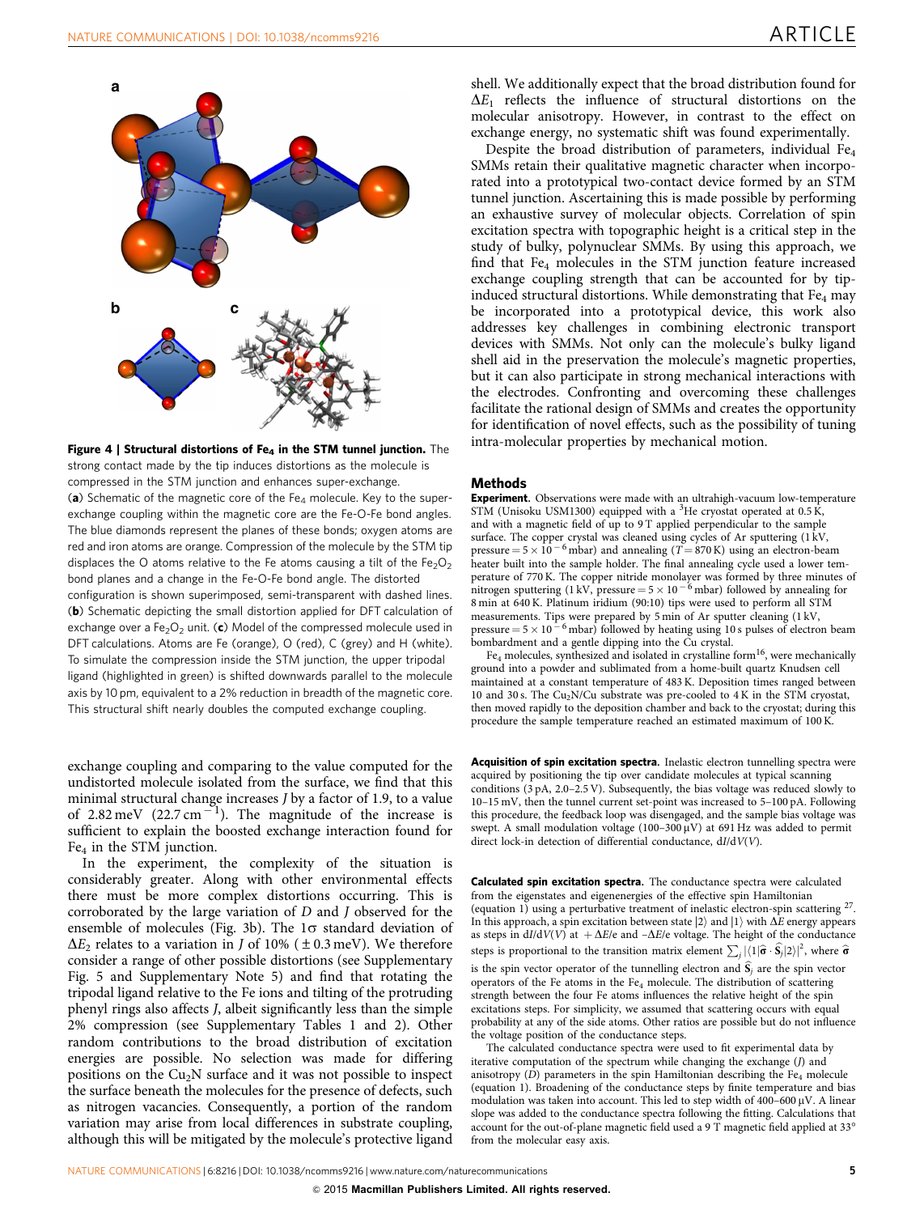**Figure 4 | Structural distortions of $Fe_4$ in the STM tunnel junction.** The strong contact made by the tip induces distortions as the molecule is compressed in the STM junction and enhances super-exchange. (**a**) Schematic of the magnetic core of the $Fe_4$ molecule. Key to the super-exchange coupling within the magnetic core are the Fe-O-Fe bond angles. The blue diamonds represent the planes of these bonds; oxygen atoms are red and iron atoms are orange. Compression of the molecule by the STM tip displaces the O atoms relative to the Fe atoms causing a tilt of the $Fe_2O_2$ bond planes and a change in the Fe-O-Fe bond angle. The distorted configuration is shown superimposed, semi-transparent with dashed lines. (**b**) Schematic depicting the small distortion applied for DFT calculation of exchange over a $Fe_2O_2$ unit. (**c**) Model of the compressed molecule used in DFT calculations. Atoms are Fe (orange), O (red), C (grey) and H (white). To simulate the compression inside the STM junction, the upper tripodal ligand (highlighted in green) is shifted downwards parallel to the molecule axis by 10 pm, equivalent to a 2% reduction in breadth of the magnetic core. This structural shift nearly doubles the computed exchange coupling.

exchange coupling and comparing to the value computed for the undistorted molecule isolated from the surface, we find that this minimal structural change increases $J$ by a factor of 1.9, to a value of 2.82 meV (22.7 $cm^{-1}$). The magnitude of the increase is sufficient to explain the boosted exchange interaction found for $Fe_4$ in the STM junction.

In the experiment, the complexity of the situation is considerably greater. Along with other environmental effects there must be more complex distortions occurring. This is corroborated by the large variation of $D$ and $J$ observed for the ensemble of molecules (Fig. 3b). The 1σ standard deviation of $\Delta E_2$ relates to a variation in $J$ of 10% (± 0.3 meV). We therefore consider a range of other possible distortions (see Supplementary Fig. 5 and Supplementary Note 5) and find that rotating the tripodal ligand relative to the Fe ions and tilting of the protruding phenyl rings also affects $J$, albeit significantly less than the simple 2% compression (see Supplementary Tables 1 and 2). Other random contributions to the broad distribution of excitation energies are possible. No selection was made for differing positions on the $Cu_2N$ surface and it was not possible to inspect the surface beneath the molecules for the presence of defects, such as nitrogen vacancies. Consequently, a portion of the random variation may arise from local differences in substrate coupling, although this will be mitigated by the molecule's protective ligand shell. We additionally expect that the broad distribution found for $\Delta E_1$ reflects the influence of structural distortions on the molecular anisotropy. However, in contrast to the effect on exchange energy, no systematic shift was found experimentally.

Despite the broad distribution of parameters, individual $Fe_4$ SMMs retain their qualitative magnetic character when incorporated into a prototypical two-contact device formed by an STM tunnel junction. Ascertaining this is made possible by performing an exhaustive survey of molecular objects. Correlation of spin excitation spectra with topographic height is a critical step in the study of bulky, polynuclear SMMs. By using this approach, we find that $Fe_4$ molecules in the STM junction feature increased exchange coupling strength that can be accounted for by tip-induced structural distortions. While demonstrating that $Fe_4$ may be incorporated into a prototypical device, this work also addresses key challenges in combining electronic transport devices with SMMs. Not only can the molecule's bulky ligand shell aid in the preservation the molecule's magnetic properties, but it can also participate in strong mechanical interactions with the electrodes. Confronting and overcoming these challenges facilitate the rational design of SMMs and creates the opportunity for identification of novel effects, such as the possibility of tuning intra-molecular properties by mechanical motion.

## Methods

**Experiment.** Observations were made with an ultrahigh-vacuum low-temperature STM (Unisoku USM1300) equipped with a $^3He$ cryostat operated at 0.5 K, and with a magnetic field of up to 9 T applied perpendicular to the sample surface. The copper crystal was cleaned using cycles of Ar sputtering (1 kV, pressure = $5 \times 10^{-6}$ mbar) and annealing ($T = 870$ K) using an electron-beam heater built into the sample holder. The final annealing cycle used a lower temperature of 770 K. The copper nitride monolayer was formed by three minutes of nitrogen sputtering (1 kV, pressure = $5 \times 10^{-6}$ mbar) followed by annealing for 8 min at 640 K. Platinum iridium (90:10) tips were used to perform all STM measurements. Tips were prepared by 5 min of Ar sputter cleaning (1 kV, pressure = $5 \times 10^{-6}$ mbar) followed by heating using 10 s pulses of electron beam bombardment and a gentle dipping into the Cu crystal.

$Fe_4$ molecules, synthesized and isolated in crystalline form[16], were mechanically ground into a powder and sublimated from a home-built quartz Knudsen cell maintained at a constant temperature of 483 K. Deposition times ranged between 10 and 30 s. The $Cu_2N$/Cu substrate was pre-cooled to 4 K in the STM cryostat, then moved rapidly to the deposition chamber and back to the cryostat; during this procedure the sample temperature reached an estimated maximum of 100 K.

**Acquisition of spin excitation spectra.** Inelastic electron tunnelling spectra were acquired by positioning the tip over candidate molecules at typical scanning conditions (3 pA, 2.0–2.5 V). Subsequently, the bias voltage was reduced slowly to 10–15 mV, then the tunnel current set-point was increased to 5–100 pA. Following this procedure, the feedback loop was disengaged, and the sample bias voltage was swept. A small modulation voltage (100–300 μV) at 691 Hz was added to permit direct lock-in detection of differential conductance, $dI/dV(V)$.

**Calculated spin excitation spectra.** The conductance spectra were calculated from the eigenstates and eigenenergies of the effective spin Hamiltonian (equation 1) using a perturbative treatment of inelastic electron-spin scattering [27]. In this approach, a spin excitation between state $|2\rangle$ and $|1\rangle$ with $\Delta E$ energy appears as steps in $dI/dV(V)$ at $+\Delta E/e$ and $-\Delta E/e$ voltage. The height of the conductance steps is proportional to the transition matrix element $\sum_j |\langle 1|\hat{\boldsymbol{\sigma}} \cdot \hat{\mathbf{S}}_j|2\rangle|^2$, where $\hat{\boldsymbol{\sigma}}$ is the spin vector operator of the tunnelling electron and $\hat{\mathbf{S}}_j$ are the spin vector operators of the Fe atoms in the $Fe_4$ molecule. The distribution of scattering strength between the four Fe atoms influences the relative height of the spin excitations steps. For simplicity, we assumed that scattering occurs with equal probability at any of the side atoms. Other ratios are possible but do not influence the voltage position of the conductance steps.

The calculated conductance spectra were used to fit experimental data by iterative computation of the spectrum while changing the exchange ($J$) and anisotropy ($D$) parameters in the spin Hamiltonian describing the $Fe_4$ molecule (equation 1). Broadening of the conductance steps by finite temperature and bias modulation was taken into account. This led to step width of 400–600 μV. A linear slope was added to the conductance spectra following the fitting. Calculations that account for the out-of-plane magnetic field used a 9 T magnetic field applied at 33° from the molecular easy axis.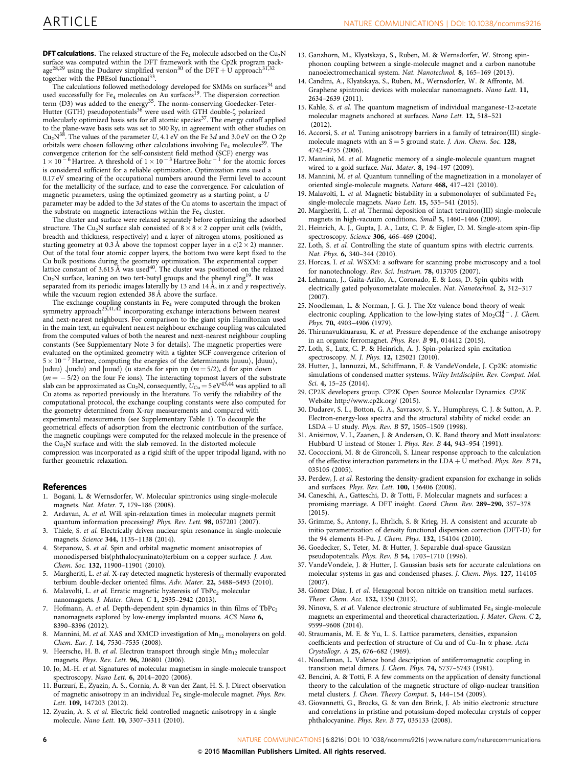**DFT calculations.** The relaxed structure of the $Fe_4$ molecule adsorbed on the $Cu_2N$ surface was computed within the DFT framework with the Cp2k program package[28,29] using the Dudarev simplified version[30] of the DFT + U approach[31,32] together with the PBEsol functional[33].

The calculations followed methodology developed for SMMs on surfaces[34] and used successfully for $Fe_4$ molecules on Au surfaces[19]. The dispersion correction term (D3) was added to the energy[35]. The norm-conserving Goedecker-Teter-Hutter (GTH) pseudopotentials[36] were used with GTH double-ζ polarized molecularly optimized basis sets for all atomic species[37]. The energy cutoff applied to the plane-wave basis sets was set to 500 Ry, in agreement with other studies on $Cu_2N$[38]. The values of the parameter $U$, 4.1 eV on the Fe 3$d$ and 3.0 eV on the O 2$p$ orbitals were chosen following other calculations involving $Fe_4$ molecules[39]. The convergence criterion for the self-consistent field method (SCF) energy was $1 \times 10^{-6}$ Hartree. A threshold of $1 \times 10^{-3}$ Hartree Bohr$^{-1}$ for the atomic forces is considered sufficient for a reliable optimization. Optimization runs used a 0.17 eV smearing of the occupational numbers around the Fermi level to account for the metallicity of the surface, and to ease the convergence. For calculation of magnetic parameters, using the optimized geometry as a starting point, a $U$ parameter may be added to the 3$d$ states of the Cu atoms to ascertain the impact of the substrate on magnetic interactions within the $Fe_4$ cluster.

The cluster and surface were relaxed separately before optimizing the adsorbed structure. The $Cu_2N$ surface slab consisted of $8 \times 8 \times 2$ copper unit cells (width, breadth and thickness, respectively) and a layer of nitrogen atoms, positioned as starting geometry at 0.3 Å above the topmost copper layer in a c($2 \times 2$) manner. Out of the total four atomic copper layers, the bottom two were kept fixed to the Cu bulk positions during the geometry optimization. The experimental copper lattice constant of 3.615 Å was used[40]. The cluster was positioned on the relaxed $Cu_2N$ surface, leaning on two tert-butyl groups and the phenyl ring[19]. It was separated from its periodic images laterally by 13 and 14 Å, in $x$ and $y$ respectively, while the vacuum region extended 38 Å above the surface.

The exchange coupling constants in $Fe_4$ were computed through the broken symmetry approach[25,41,42] incorporating exchange interactions between nearest and next-nearest neighbours. For comparison to the giant spin Hamiltonian used in the main text, an equivalent nearest neighbour exchange coupling was calculated from the computed values of both the nearest and next-nearest neighbour coupling constants (See Supplementary Note 3 for details). The magnetic properties were evaluated on the optimized geometry with a tighter SCF convergence criterion of $5 \times 10^{-7}$ Hartree, computing the energies of the determinants |uuuu⟩, |duuu⟩, |uduu⟩ ,|uudu⟩ and |uuud⟩ (u stands for spin up ($m = 5/2$), d for spin down ($m = -5/2$) on the four Fe ions). The interacting topmost layers of the substrate slab can be approximated as $Cu_2N$, consequently, $U_{Cu} = 5$ eV[43,44] was applied to all Cu atoms as reported previously in the literature. To verify the reliability of the computational protocol, the exchange coupling constants were also computed for the geometry determined from X-ray measurements and compared with experimental measurements (see Supplementary Table 1). To decouple the geometrical effects of adsorption from the electronic contribution of the surface, the magnetic couplings were computed for the relaxed molecule in the presence of the $Cu_2N$ surface and with the slab removed. In the distorted molecule compression was incorporated as a rigid shift of the upper tripodal ligand, with no further geometric relaxation.

## References

1. Bogani, L. & Wernsdorfer, W. Molecular spintronics using single-molecule magnets. *Nat. Mater.* **7,** 179–186 (2008).
2. Ardavan, A. *et al.* Will spin-relaxation times in molecular magnets permit quantum information processing? *Phys. Rev. Lett.* **98,** 057201 (2007).
3. Thiele, S. *et al.* Electrically driven nuclear spin resonance in single-molecule magnets. *Science* **344,** 1135–1138 (2014).
4. Stepanow, S. *et al.* Spin and orbital magnetic moment anisotropies of monodispersed bis(phthalocyaninato)terbium on a copper surface. *J. Am. Chem. Soc.* **132,** 11900–11901 (2010).
5. Margheriti, L. *et al.* X-ray detected magnetic hysteresis of thermally evaporated terbium double-decker oriented films. *Adv. Mater.* **22,** 5488–5493 (2010).
6. Malavolti, L. *et al.* Erratic magnetic hysteresis of $TbPc_2$ molecular nanomagnets. *J. Mater. Chem. C* **1,** 2935–2942 (2013).
7. Hofmann, A. *et al.* Depth-dependent spin dynamics in thin films of $TbPc_2$ nanomagnets explored by low-energy implanted muons. *ACS Nano* **6,** 8390–8396 (2012).
8. Mannini, M. *et al.* XAS and XMCD investigation of $Mn_{12}$ monolayers on gold. *Chem. Eur. J.* **14,** 7530–7535 (2008).
9. Heersche, H. B. *et al.* Electron transport through single $Mn_{12}$ molecular magnets. *Phys. Rev. Lett.* **96,** 206801 (2006).
10. Jo, M.-H. *et al.* Signatures of molecular magnetism in single-molecule transport spectroscopy. *Nano Lett.* **6,** 2014–2020 (2006).
11. Burzurí, E., Zyazin, A. S., Cornia, A. & van der Zant, H. S. J. Direct observation of magnetic anisotropy in an individual $Fe_4$ single-molecule magnet. *Phys. Rev. Lett.* **109,** 147203 (2012).
12. Zyazin, A. S. *et al.* Electric field controlled magnetic anisotropy in a single molecule. *Nano Lett.* **10,** 3307–3311 (2010).
13. Ganzhorn, M., Klyatskaya, S., Ruben, M. & Wernsdorfer, W. Strong spin-phonon coupling between a single-molecule magnet and a carbon nanotube nanoelectromechanical system. *Nat. Nanotechnol.* **8,** 165–169 (2013).
14. Candini, A., Klyatskaya, S., Ruben, M., Wernsdorfer, W. & Affronte, M. Graphene spintronic devices with molecular nanomagnets. *Nano Lett.* **11,** 2634–2639 (2011).
15. Kahle, S. *et al.* The quantum magnetism of individual manganese-12-acetate molecular magnets anchored at surfaces. *Nano Lett.* **12,** 518–521 (2012).
16. Accorsi, S. *et al.* Tuning anisotropy barriers in a family of tetrairon(III) single-molecule magnets with an S = 5 ground state. *J. Am. Chem. Soc.* **128,** 4742–4755 (2006).
17. Mannini, M. *et al.* Magnetic memory of a single-molecule quantum magnet wired to a gold surface. *Nat. Mater.* **8,** 194–197 (2009).
18. Mannini, M. *et al.* Quantum tunnelling of the magnetization in a monolayer of oriented single-molecule magnets. *Nature* **468,** 417–421 (2010).
19. Malavolti, L. *et al.* Magnetic bistability in a submonolayer of sublimated $Fe_4$ single-molecule magnets. *Nano Lett.* **15,** 535–541 (2015).
20. Margheriti, L. *et al.* Thermal deposition of intact tetrairon(III) single-molecule magnets in high-vacuum conditions. *Small* **5,** 1460–1466 (2009).
21. Heinrich, A. J., Gupta, J. A., Lutz, C. P. & Eigler, D. M. Single-atom spin-flip spectroscopy. *Science* **306,** 466–469 (2004).
22. Loth, S. *et al.* Controlling the state of quantum spins with electric currents. *Nat. Phys.* **6,** 340–344 (2010).
23. Horcas, I. *et al.* WSXM: a software for scanning probe microscopy and a tool for nanotechnology. *Rev. Sci. Instrum.* **78,** 013705 (2007).
24. Lehmann, J., Gaita-Ariño, A., Coronado, E. & Loss, D. Spin qubits with electrically gated polyoxometalate molecules. *Nat. Nanotechnol.* **2,** 312–317 (2007).
25. Noodleman, L. & Norman, J. G. J. The Xα valence bond theory of weak electronic coupling. Application to the low-lying states of $Mo_2Cl_8^{4-}$. *J. Chem. Phys.* **70,** 4903–4906 (1979).
26. Thirunavukkuarasu, K. *et al.* Pressure dependence of the exchange anisotropy in an organic ferromagnet. *Phys. Rev. B* **91,** 014412 (2015).
27. Loth, S., Lutz, C. P. & Heinrich, A. J. Spin-polarized spin excitation spectroscopy. *N. J. Phys.* **12,** 125021 (2010).
28. Hutter, J., Iannuzzi, M., Schiffmann, F. & VandeVondele, J. Cp2K: atomistic simulations of condensed matter systems. *Wiley Intdisciplin. Rev. Comput. Mol. Sci.* **4,** 15–25 (2014).
29. CP2K developers group. CP2K Open Source Molecular Dynamics. *CP2K* Website http://www.cp2k.org/ (2015).
30. Dudarev, S. L., Botton, G. A., Savrasov, S. Y., Humphreys, C. J. & Sutton, A. P. Electron-energy-loss spectra and the structural stability of nickel oxide: an LSDA + U study. *Phys. Rev. B* **57,** 1505–1509 (1998).
31. Anisimov, V. I., Zaanen, J. & Andersen, O. K. Band theory and Mott insulators: Hubbard U instead of Stoner I. *Phys. Rev. B* **44,** 943–954 (1991).
32. Cococcioni, M. & de Gironcoli, S. Linear response approach to the calculation of the effective interaction parameters in the LDA + U method. *Phys. Rev. B* **71,** 035105 (2005).
33. Perdew, J. *et al.* Restoring the density-gradient expansion for exchange in solids and surfaces. *Phys. Rev. Lett.* **100,** 136406 (2008).
34. Caneschi, A., Gatteschi, D. & Totti, F. Molecular magnets and surfaces: a promising marriage. A DFT insight. *Coord. Chem. Rev.* **289–290,** 357–378 (2015).
35. Grimme, S., Antony, J., Ehrlich, S. & Krieg, H. A consistent and accurate ab initio parametrization of density functional dispersion correction (DFT-D) for the 94 elements H-Pu. *J. Chem. Phys.* **132,** 154104 (2010).
36. Goedecker, S., Teter, M. & Hutter, J. Separable dual-space Gaussian pseudopotentials. *Phys. Rev. B* **54,** 1703–1710 (1996).
37. VandeVondele, J. & Hutter, J. Gaussian basis sets for accurate calculations on molecular systems in gas and condensed phases. *J. Chem. Phys.* **127,** 114105 (2007).
38. Gómez Díaz, J. *et al.* Hexagonal boron nitride on transition metal surfaces. *Theor. Chem. Acc.* **132,** 1350 (2013).
39. Ninova, S. *et al.* Valence electronic structure of sublimated $Fe_4$ single-molecule magnets: an experimental and theoretical characterization. *J. Mater. Chem. C* **2,** 9599–9608 (2014).
40. Straumanis, M. E. & Yu, L. S. Lattice parameters, densities, expansion coefficients and perfection of structure of Cu and of Cu–In α phase. *Acta Crystallogr. A* **25,** 676–682 (1969).
41. Noodleman, L. Valence bond description of antiferromagnetic coupling in transition metal dimers. *J. Chem. Phys.* **74,** 5737–5743 (1981).
42. Bencini, A. & Totti, F. A few comments on the application of density functional theory to the calculation of the magnetic structure of oligo-nuclear transition metal clusters. *J. Chem. Theory Comput.* **5,** 144–154 (2009).
43. Giovannetti, G., Brocks, G. & van den Brink, J. Ab initio electronic structure and correlations in pristine and potassium-doped molecular crystals of copper phthalocyanine. *Phys. Rev. B* **77,** 035133 (2008).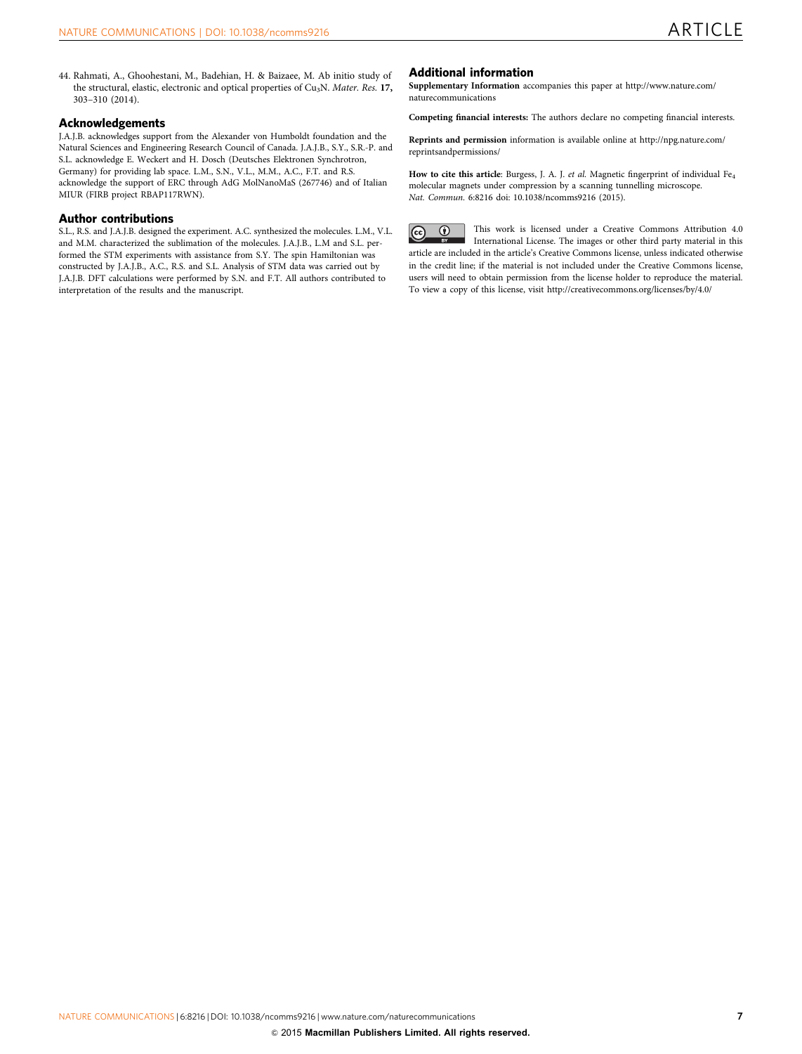44. Rahmati, A., Ghoohestani, M., Badehian, H. & Baizaee, M. Ab initio study of the structural, elastic, electronic and optical properties of $Cu_3N$. *Mater. Res.* **17**, 303–310 (2014).

## Acknowledgements

J.A.J.B. acknowledges support from the Alexander von Humboldt foundation and the Natural Sciences and Engineering Research Council of Canada. J.A.J.B., S.Y., S.R.-P. and S.L. acknowledge E. Weckert and H. Dosch (Deutsches Elektronen Synchrotron, Germany) for providing lab space. L.M., S.N., V.L., M.M., A.C., F.T. and R.S. acknowledge the support of ERC through AdG MolNanoMaS (267746) and of Italian MIUR (FIRB project RBAP117RWN).

## Author contributions

S.L., R.S. and J.A.J.B. designed the experiment. A.C. synthesized the molecules. L.M., V.L. and M.M. characterized the sublimation of the molecules. J.A.J.B., L.M and S.L. performed the STM experiments with assistance from S.Y. The spin Hamiltonian was constructed by J.A.J.B., A.C., R.S. and S.L. Analysis of STM data was carried out by J.A.J.B. DFT calculations were performed by S.N. and F.T. All authors contributed to interpretation of the results and the manuscript.

## Additional information

**Supplementary Information** accompanies this paper at http://www.nature.com/naturecommunications

**Competing financial interests:** The authors declare no competing financial interests.

**Reprints and permission** information is available online at http://npg.nature.com/reprintsandpermissions/

**How to cite this article**: Burgess, J. A. J. *et al.* Magnetic fingerprint of individual $Fe_4$ molecular magnets under compression by a scanning tunnelling microscope. *Nat. Commun.* 6:8216 doi: 10.1038/ncomms9216 (2015).

This work is licensed under a Creative Commons Attribution 4.0 International License. The images or other third party material in this article are included in the article's Creative Commons license, unless indicated otherwise in the credit line; if the material is not included under the Creative Commons license, users will need to obtain permission from the license holder to reproduce the material. To view a copy of this license, visit http://creativecommons.org/licenses/by/4.0/